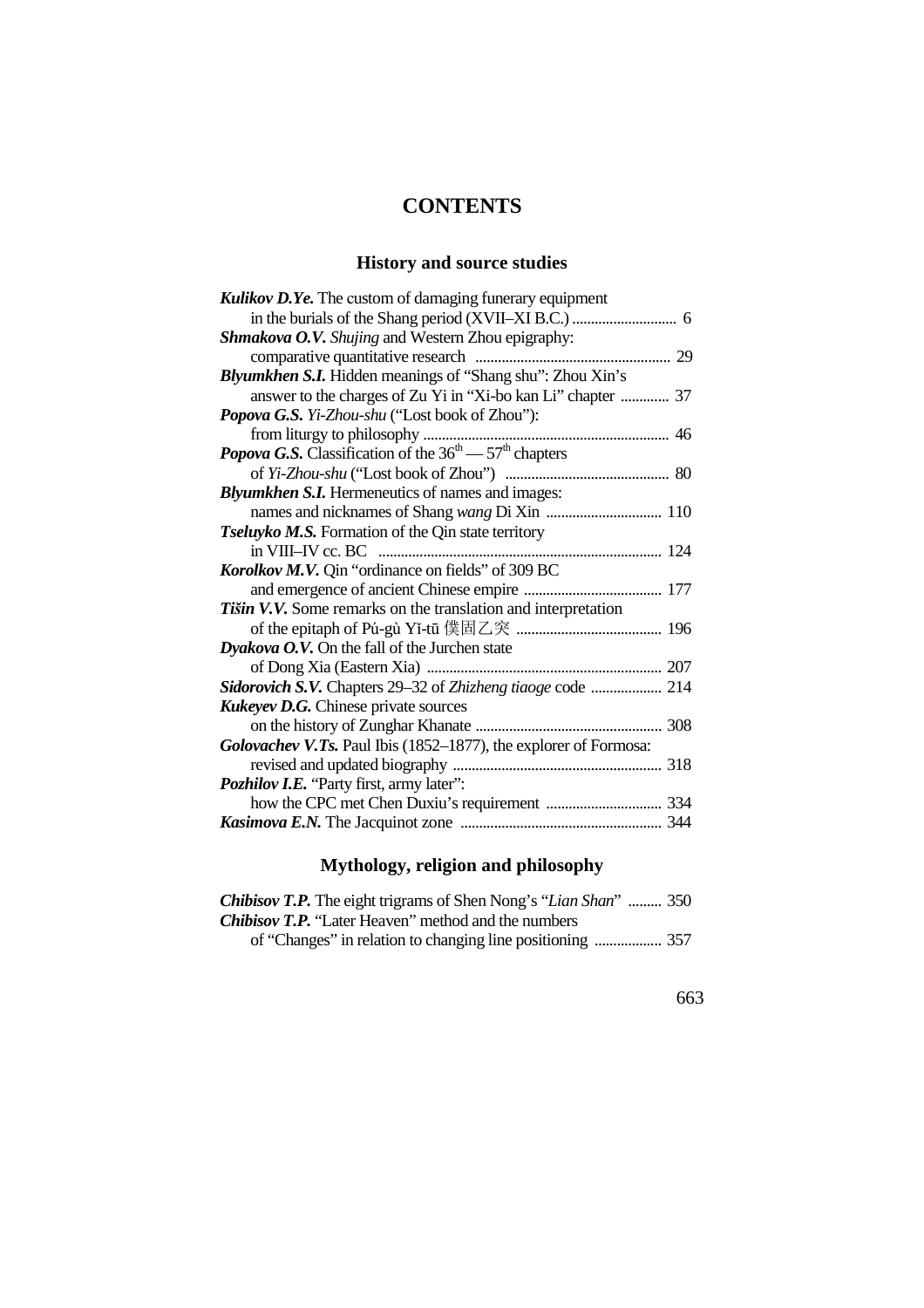# CONTENTS

## History and source studies

***Kulikov D.Ye.*** The custom of damaging funerary equipment in the burials of the Shang period (XVII–XI B.C.) ............................ 6

***Shmakova O.V.*** *Shujing* and Western Zhou epigraphy: comparative quantitative research .................................................... 29

***Blyumkhen S.I.*** Hidden meanings of "Shang shu": Zhou Xin's answer to the charges of Zu Yi in "Xi-bo kan Li" chapter ............. 37

***Popova G.S.*** *Yi-Zhou-shu* ("Lost book of Zhou"): from liturgy to philosophy .................................................................. 46

***Popova G.S.*** Classification of the 36th — 57th chapters of *Yi-Zhou-shu* ("Lost book of Zhou") ............................................ 80

***Blyumkhen S.I.*** Hermeneutics of names and images: names and nicknames of Shang *wang* Di Xin ............................... 110

***Tseluyko M.S.*** Formation of the Qin state territory in VIII–IV cc. BC ............................................................................ 124

***Korolkov M.V.*** Qin "ordinance on fields" of 309 BC and emergence of ancient Chinese empire ..................................... 177

***Tišin V.V.*** Some remarks on the translation and interpretation of the epitaph of Pú-gù Yǐ-tū 僕固乙突 ....................................... 196

***Dyakova O.V.*** On the fall of the Jurchen state of Dong Xia (Eastern Xia) .............................................................. 207

***Sidorovich S.V.*** Chapters 29–32 of *Zhizheng tiaoge* code ................... 214

***Kukeyev D.G.*** Chinese private sources on the history of Zunghar Khanate .................................................. 308

***Golovachev V.Ts.*** Paul Ibis (1852–1877), the explorer of Formosa: revised and updated biography ........................................................ 318

***Pozhilov I.E.*** "Party first, army later": how the CPC met Chen Duxiu's requirement ............................... 334

***Kasimova E.N.*** The Jacquinot zone ...................................................... 344

## Mythology, religion and philosophy

***Chibisov T.P.*** The eight trigrams of Shen Nong's "*Lian Shan*" ......... 350

***Chibisov T.P.*** "Later Heaven" method and the numbers of "Changes" in relation to changing line positioning .................. 357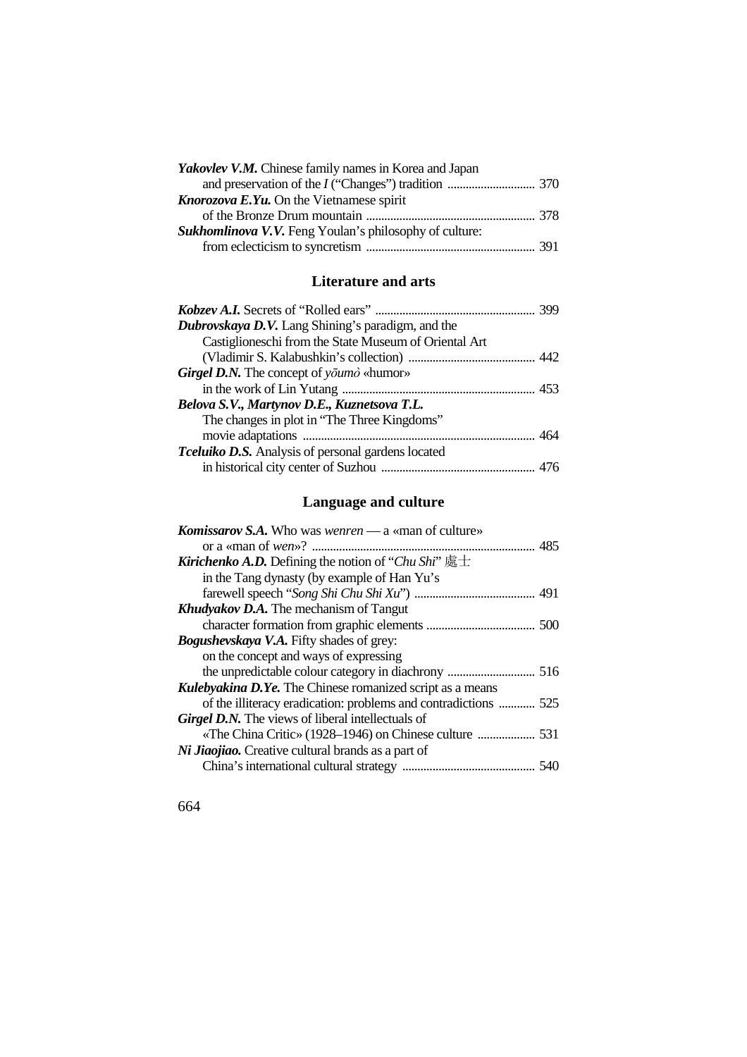***Yakovlev V.M.*** Chinese family names in Korea and Japan
and preservation of the *I* ("Changes") tradition ............................ 370

***Knorozova E.Yu.*** On the Vietnamese spirit
of the Bronze Drum mountain ....................................................... 378

***Sukhomlinova V.V.*** Feng Youlan's philosophy of culture:
from eclecticism to syncretism ....................................................... 391

## Literature and arts

***Kobzev A.I.*** Secrets of "Rolled ears" ..................................................... 399

***Dubrovskaya D.V.*** Lang Shining's paradigm, and the
Castiglioneschi from the State Museum of Oriental Art
(Vladimir S. Kalabushkin's collection) .......................................... 442

***Girgel D.N.*** The concept of *yōumò* «humor»
in the work of Lin Yutang ............................................................... 453

***Belova S.V., Martynov D.E., Kuznetsova T.L.***
The changes in plot in "The Three Kingdoms"
movie adaptations ............................................................................ 464

***Tceluiko D.S.*** Analysis of personal gardens located
in historical city center of Suzhou .................................................. 476

## Language and culture

***Komissarov S.A.*** Who was *wenren* — a «man of culture»
or a «man of *wen*»? ......................................................................... 485

***Kirichenko A.D.*** Defining the notion of "*Chu Shi*" 處士
in the Tang dynasty (by example of Han Yu's
farewell speech "*Song Shi Chu Shi Xu*") ........................................ 491

***Khudyakov D.A.*** The mechanism of Tangut
character formation from graphic elements .................................... 500

***Bogushevskaya V.A.*** Fifty shades of grey:
on the concept and ways of expressing
the unpredictable colour category in diachrony ............................. 516

***Kulebyakina D.Ye.*** The Chinese romanized script as a means
of the illiteracy eradication: problems and contradictions ............ 525

***Girgel D.N.*** The views of liberal intellectuals of
«The China Critic» (1928–1946) on Chinese culture ................... 531

***Ni Jiaojiao.*** Creative cultural brands as a part of
China's international cultural strategy ............................................ 540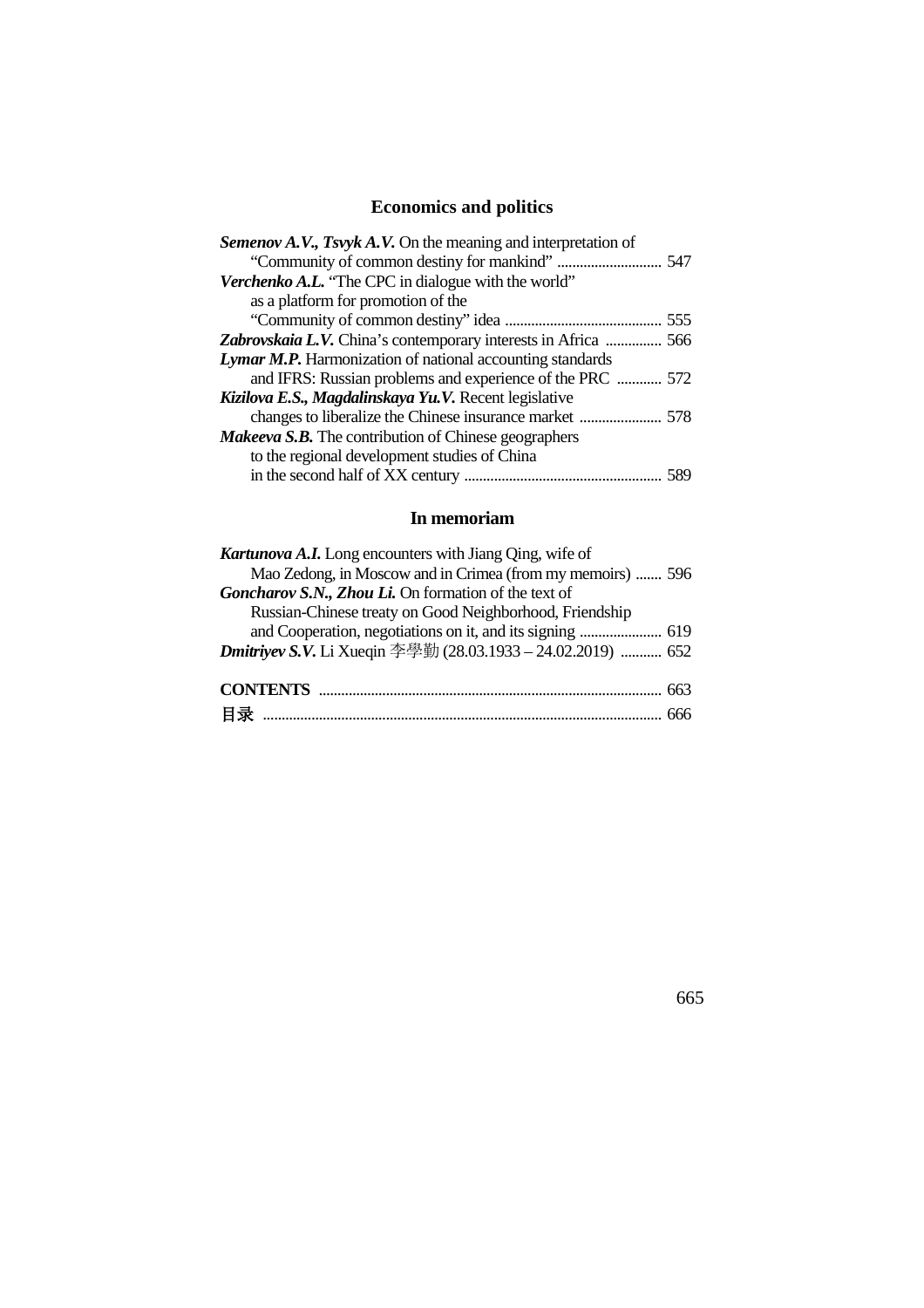## Economics and politics

***Semenov A.V., Tsvyk A.V.*** On the meaning and interpretation of "Community of common destiny for mankind" ............................ 547

***Verchenko A.L.*** "The CPC in dialogue with the world" as a platform for promotion of the "Community of common destiny" idea .......................................... 555

***Zabrovskaia L.V.*** China's contemporary interests in Africa ............... 566

***Lymar M.P.*** Harmonization of national accounting standards and IFRS: Russian problems and experience of the PRC ............ 572

***Kizilova E.S., Magdalinskaya Yu.V.*** Recent legislative changes to liberalize the Chinese insurance market ...................... 578

***Makeeva S.B.*** The contribution of Chinese geographers to the regional development studies of China in the second half of XX century ..................................................... 589

## In memoriam

***Kartunova A.I.*** Long encounters with Jiang Qing, wife of Mao Zedong, in Moscow and in Crimea (from my memoirs) ....... 596

***Goncharov S.N., Zhou Li.*** On formation of the text of Russian-Chinese treaty on Good Neighborhood, Friendship and Cooperation, negotiations on it, and its signing ...................... 619

***Dmitriyev S.V.*** Li Xueqin 李學勤 (28.03.1933 – 24.02.2019) ........... 652

**CONTENTS** ........................................................................................ 663

**目录** ..................................................................................................... 666